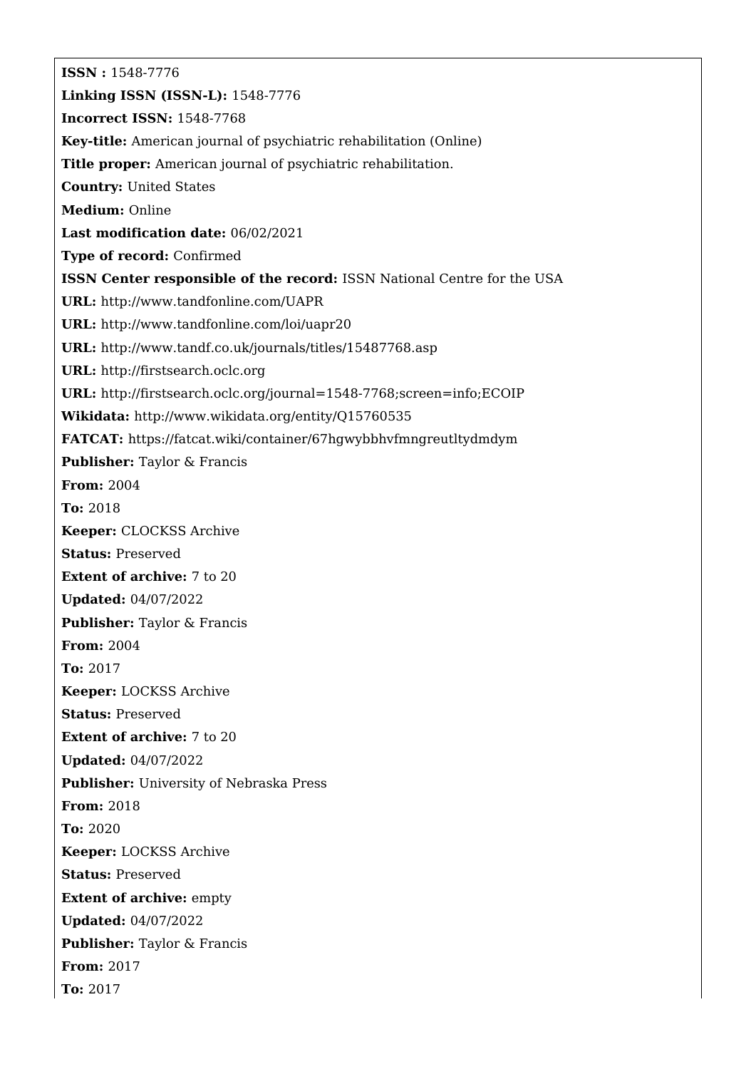**ISSN :** 1548-7776

**Linking ISSN (ISSN-L):** 1548-7776

**Incorrect ISSN:** 1548-7768

**Key-title:** American journal of psychiatric rehabilitation (Online)

**Title proper:** American journal of psychiatric rehabilitation.

**Country:** United States

**Medium:** Online

**Last modification date:** 06/02/2021

**Type of record:** Confirmed

**ISSN Center responsible of the record:** ISSN National Centre for the USA

**URL:** http://www.tandfonline.com/UAPR

**URL:** http://www.tandfonline.com/loi/uapr20

**URL:** http://www.tandf.co.uk/journals/titles/15487768.asp

**URL:** http://firstsearch.oclc.org

**URL:** http://firstsearch.oclc.org/journal=1548-7768;screen=info;ECOIP

**Wikidata:** http://www.wikidata.org/entity/Q15760535

**FATCAT:** https://fatcat.wiki/container/67hgwybbhvfmngreutltydmdym

**Publisher:** Taylor & Francis

**From:** 2004

**To:** 2018

**Keeper:** CLOCKSS Archive

**Status:** Preserved

**Extent of archive:** 7 to 20

**Updated:** 04/07/2022

**Publisher:** Taylor & Francis

**From:** 2004

**To:** 2017

**Keeper:** LOCKSS Archive

**Status:** Preserved

**Extent of archive:** 7 to 20

**Updated:** 04/07/2022

**Publisher:** University of Nebraska Press

**From:** 2018

**To:** 2020

**Keeper:** LOCKSS Archive

**Status:** Preserved

**Extent of archive:** empty

**Updated:** 04/07/2022

**Publisher:** Taylor & Francis

**From:** 2017

**To:** 2017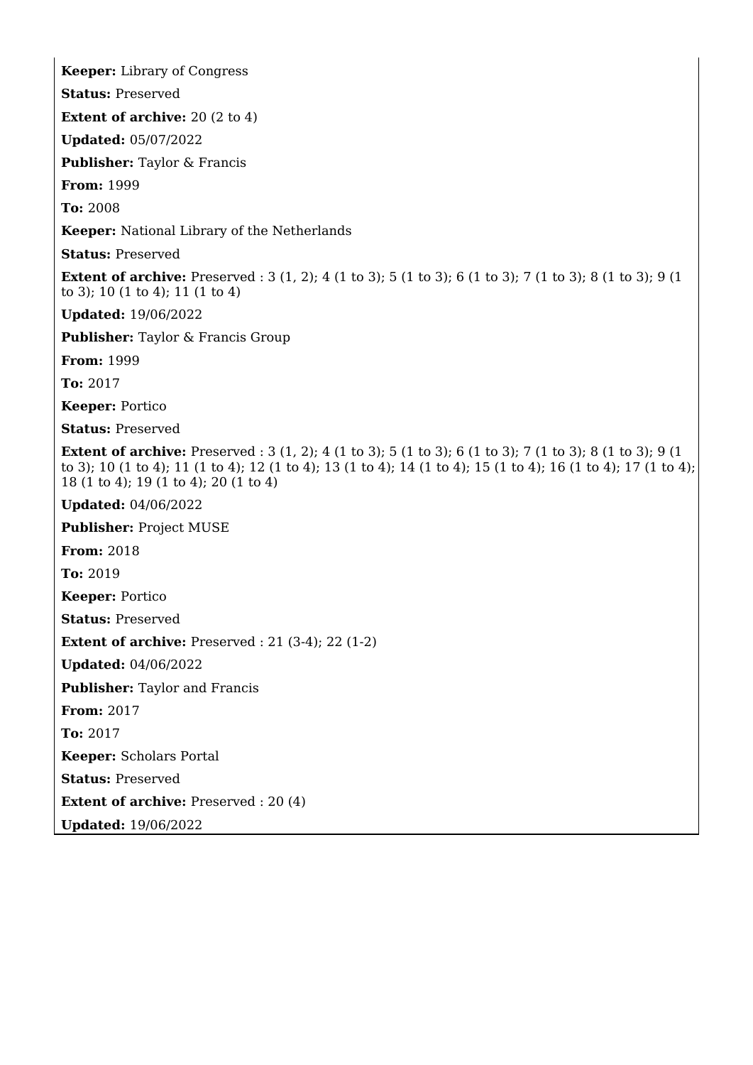**Keeper:** Library of Congress

**Status:** Preserved

**Extent of archive:** 20 (2 to 4)

**Updated:** 05/07/2022

**Publisher:** Taylor & Francis

**From:** 1999

**To:** 2008

**Keeper:** National Library of the Netherlands

**Status:** Preserved

**Extent of archive:** Preserved : 3 (1, 2); 4 (1 to 3); 5 (1 to 3); 6 (1 to 3); 7 (1 to 3); 8 (1 to 3); 9 (1 to 3); 10 (1 to 4); 11 (1 to 4)

**Updated:** 19/06/2022

**Publisher:** Taylor & Francis Group

**From:** 1999

**To:** 2017

**Keeper:** Portico

**Status:** Preserved

**Extent of archive:** Preserved : 3 (1, 2); 4 (1 to 3); 5 (1 to 3); 6 (1 to 3); 7 (1 to 3); 8 (1 to 3); 9 (1 to 3); 10 (1 to 4); 11 (1 to 4); 12 (1 to 4); 13 (1 to 4); 14 (1 to 4); 15 (1 to 4); 16 (1 to 4); 17 (1 to 4); 18 (1 to 4); 19 (1 to 4); 20 (1 to 4)

**Updated:** 04/06/2022

**Publisher:** Project MUSE

**From:** 2018

**To:** 2019

**Keeper:** Portico

**Status:** Preserved

**Extent of archive:** Preserved : 21 (3-4); 22 (1-2)

**Updated:** 04/06/2022

**Publisher:** Taylor and Francis

**From:** 2017

**To:** 2017

**Keeper:** Scholars Portal

**Status:** Preserved

**Extent of archive:** Preserved : 20 (4)

**Updated:** 19/06/2022